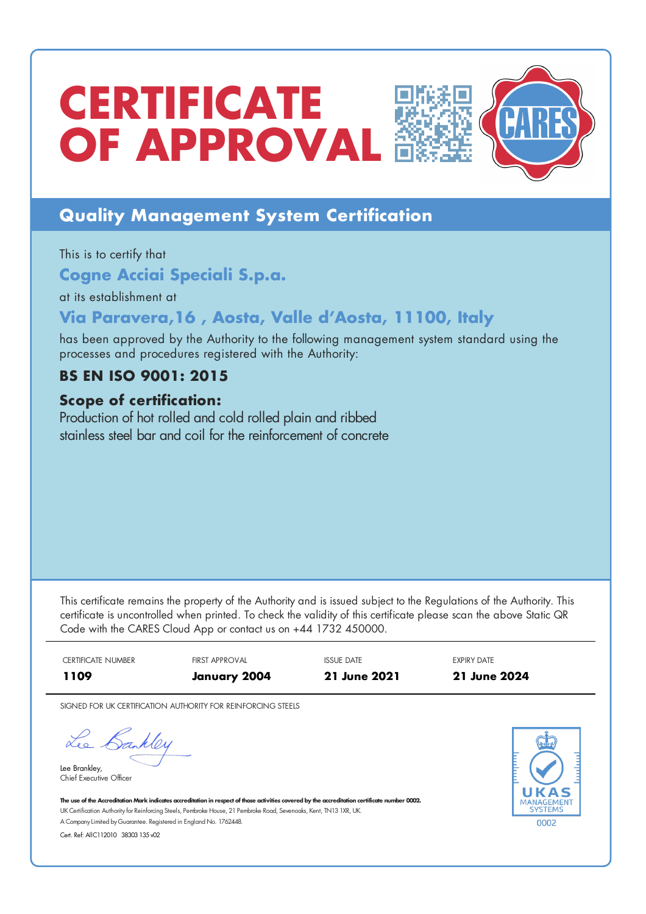# CERTIFICATE OF APPROVAL

## Quality Management System Certification

This is to certify that

**Cogne Acciai Speciali S.p.a.**

at its establishment at

**Via Paravera,16 , Aosta, Valle d'Aosta, 11100, Italy**

has been approved by the Authority to the following management system standard using the processes and procedures registered with the Authority:

**BS EN ISO 9001: 2015**

**Scope of certification:**

Production of hot rolled and cold rolled plain and ribbed stainless steel bar and coil for the reinforcement of concrete

This certificate remains the property of the Authority and is issued subject to the Regulations of the Authority. This certificate is uncontrolled when printed. To check the validity of this certificate please scan the above Static QR Code with the CARES Cloud App or contact us on +44 1732 450000.

| CERTIFICATE NUMBER | FIRST APPROVAL | ISSUE DATE | EXPIRY DATE |
|---|---|---|---|
| **1109** | **January 2004** | **21 June 2021** | **21 June 2024** |

SIGNED FOR UK CERTIFICATION AUTHORITY FOR REINFORCING STEELS

Lee Brankley,
Chief Executive Officer

**The use of the Accreditation Mark indicates accreditation in respect of those activities covered by the accreditation certificate number 0002.**
UK Certification Authority for Reinforcing Steels, Pembroke House, 21 Pembroke Road, Sevenoaks, Kent, TN13 1XR, UK.
A Company Limited by Guarantee. Registered in England No. 1762448.

Cert. Ref: AIIC112010 38303 135 v02

UKAS MANAGEMENT SYSTEMS 0002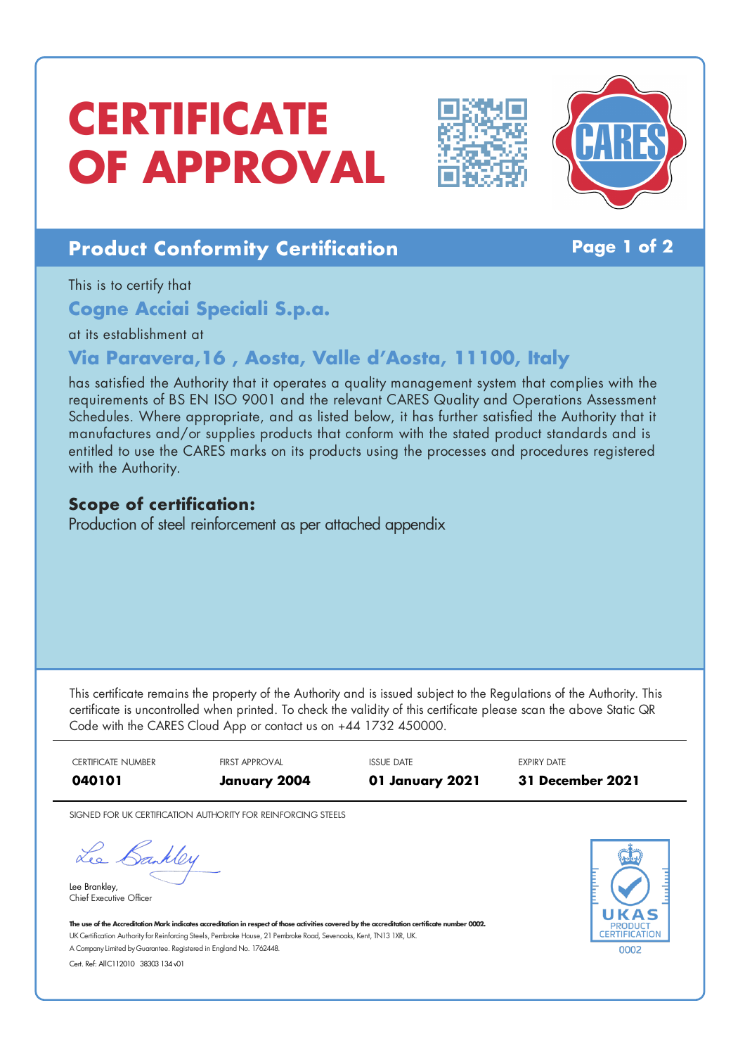# CERTIFICATE OF APPROVAL

## Product Conformity Certification

This is to certify that

**Cogne Acciai Speciali S.p.a.**

at its establishment at

**Via Paravera,16 , Aosta, Valle d'Aosta, 11100, Italy**

has satisfied the Authority that it operates a quality management system that complies with the requirements of BS EN ISO 9001 and the relevant CARES Quality and Operations Assessment Schedules. Where appropriate, and as listed below, it has further satisfied the Authority that it manufactures and/or supplies products that conform with the stated product standards and is entitled to use the CARES marks on its products using the processes and procedures registered with the Authority.

### Scope of certification:

Production of steel reinforcement as per attached appendix

This certificate remains the property of the Authority and is issued subject to the Regulations of the Authority. This certificate is uncontrolled when printed. To check the validity of this certificate please scan the above Static QR Code with the CARES Cloud App or contact us on +44 1732 450000.

| CERTIFICATE NUMBER | FIRST APPROVAL | ISSUE DATE | EXPIRY DATE |
|---|---|---|---|
| **040101** | **January 2004** | **01 January 2021** | **31 December 2021** |

SIGNED FOR UK CERTIFICATION AUTHORITY FOR REINFORCING STEELS

Lee Brankley,
Chief Executive Officer

**The use of the Accreditation Mark indicates accreditation in respect of those activities covered by the accreditation certificate number 0002.**
UK Certification Authority for Reinforcing Steels, Pembroke House, 21 Pembroke Road, Sevenoaks, Kent, TN13 1XR, UK.
A Company Limited by Guarantee. Registered in England No. 1762448.
Cert. Ref: AIIC112010 38303 134 v01

UKAS PRODUCT CERTIFICATION 0002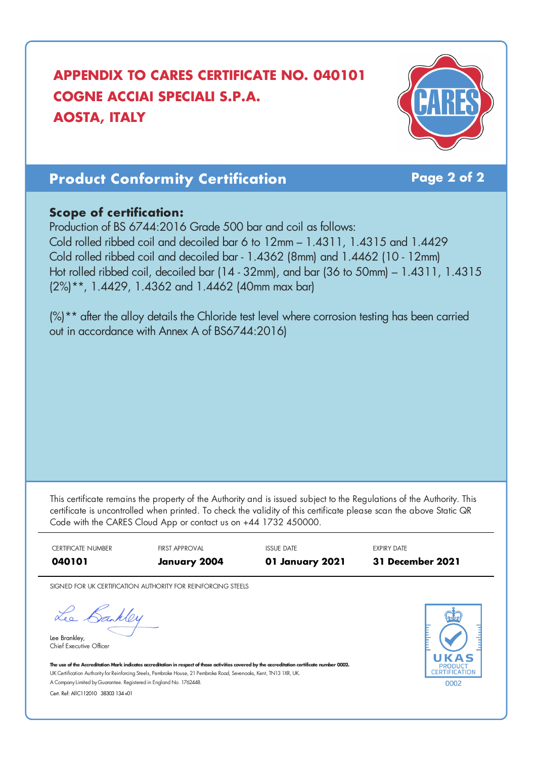# APPENDIX TO CARES CERTIFICATE NO. 040101
# COGNE ACCIAI SPECIALI S.P.A.
# AOSTA, ITALY

## Product Conformity Certification

### Scope of certification:

Production of BS 6744:2016 Grade 500 bar and coil as follows:
Cold rolled ribbed coil and decoiled bar 6 to 12mm – 1.4311, 1.4315 and 1.4429
Cold rolled ribbed coil and decoiled bar - 1.4362 (8mm) and 1.4462 (10 - 12mm)
Hot rolled ribbed coil, decoiled bar (14 - 32mm), and bar (36 to 50mm) – 1.4311, 1.4315 (2%)**, 1.4429, 1.4362 and 1.4462 (40mm max bar)

(%)** after the alloy details the Chloride test level where corrosion testing has been carried out in accordance with Annex A of BS6744:2016)

This certificate remains the property of the Authority and is issued subject to the Regulations of the Authority. This certificate is uncontrolled when printed. To check the validity of this certificate please scan the above Static QR Code with the CARES Cloud App or contact us on +44 1732 450000.

| CERTIFICATE NUMBER | FIRST APPROVAL | ISSUE DATE | EXPIRY DATE |
|---|---|---|---|
| **040101** | **January 2004** | **01 January 2021** | **31 December 2021** |

SIGNED FOR UK CERTIFICATION AUTHORITY FOR REINFORCING STEELS

Lee Brankley,
Chief Executive Officer

**The use of the Accreditation Mark indicates accreditation in respect of those activities covered by the accreditation certificate number 0002.**
UK Certification Authority for Reinforcing Steels, Pembroke House, 21 Pembroke Road, Sevenoaks, Kent, TN13 1XR, UK.
A Company Limited by Guarantee. Registered in England No. 1762448.
Cert. Ref: AIIC112010 38303 134 v01

UKAS PRODUCT CERTIFICATION 0002